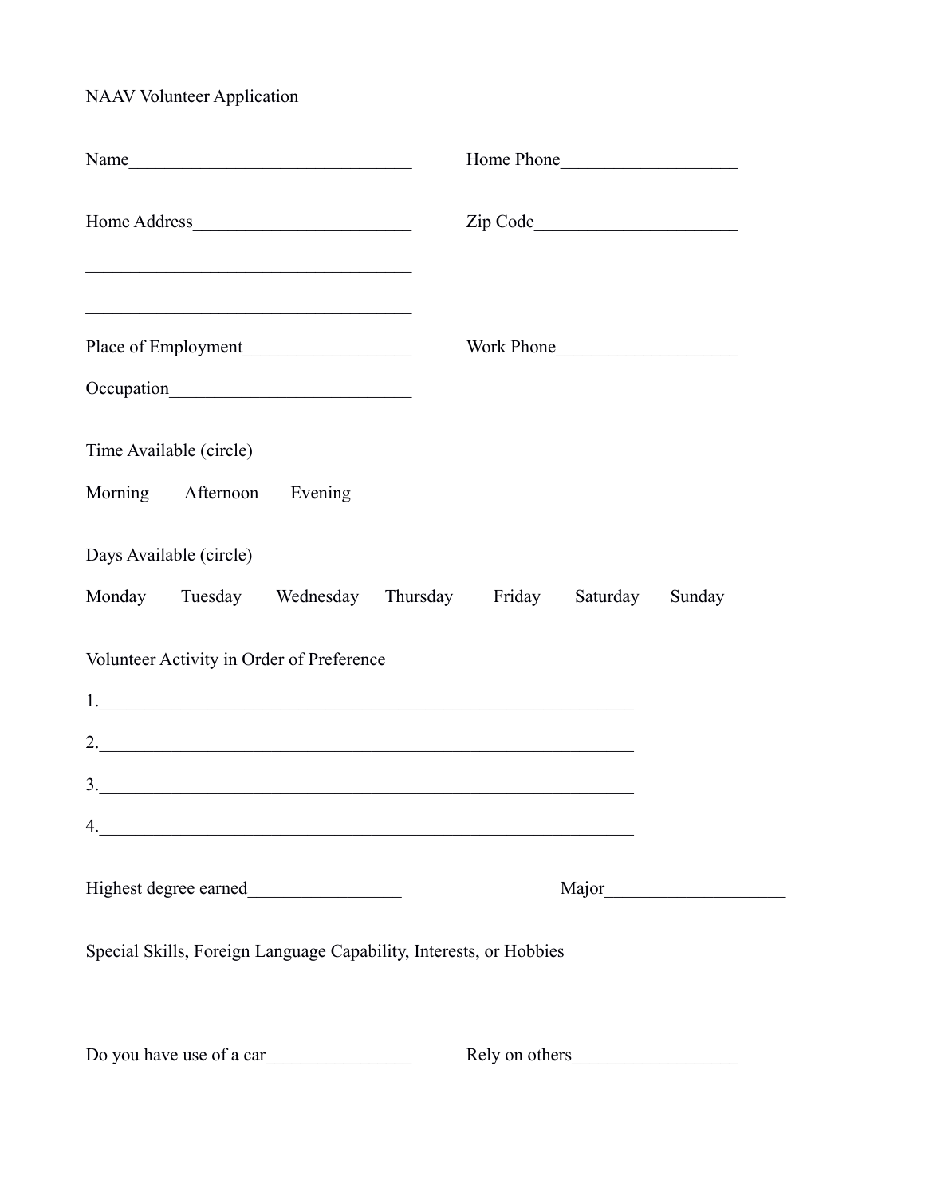NAAV Volunteer Application

Name_______________________________ Home Phone___________________

Home Address________________________ Zip Code______________________

____________________________________

____________________________________

Place of Employment__________________ Work Phone___________________

Occupation__________________________

Time Available (circle)

Morning Afternoon Evening

Days Available (circle)

Monday Tuesday Wednesday Thursday Friday Saturday Sunday

Volunteer Activity in Order of Preference

1.____________________________________________________________

2.____________________________________________________________

3.____________________________________________________________

4.____________________________________________________________

Highest degree earned_________________ Major____________________

Special Skills, Foreign Language Capability, Interests, or Hobbies

Do you have use of a car________________ Rely on others__________________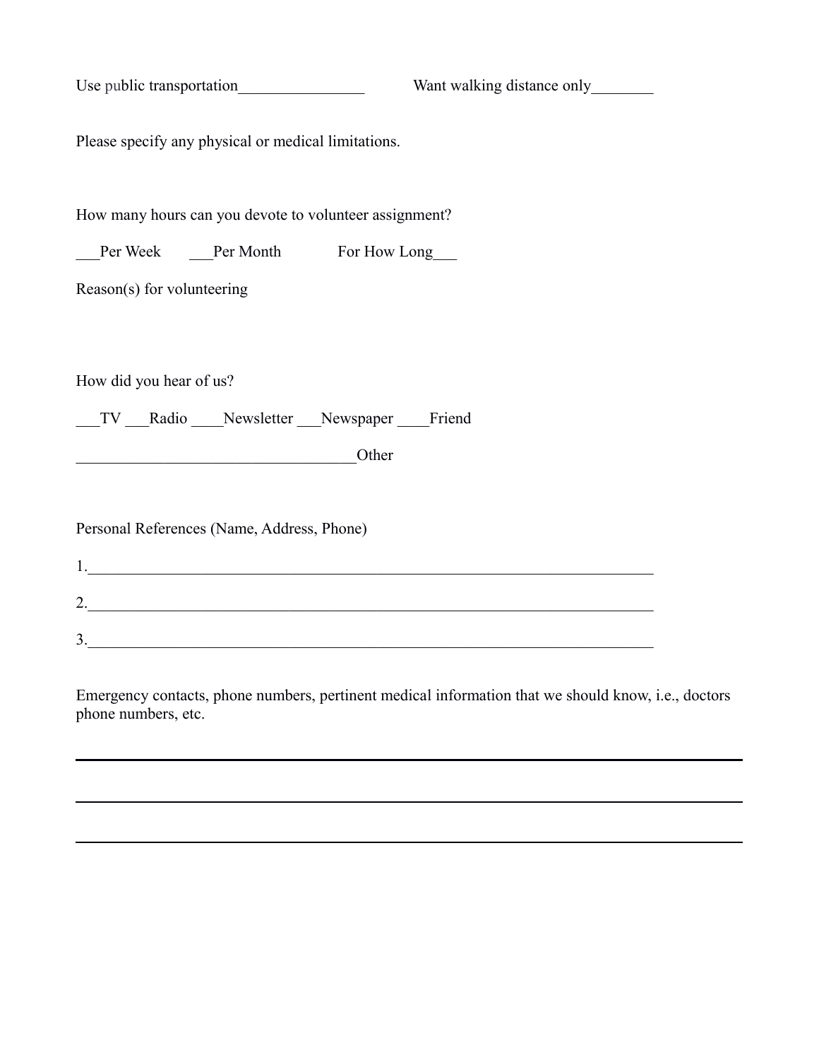Use public transportation________________ Want walking distance only________

Please specify any physical or medical limitations.

How many hours can you devote to volunteer assignment?

___Per Week ___Per Month For How Long___

Reason(s) for volunteering

How did you hear of us?

___TV ___Radio ____Newsletter ___Newspaper ____Friend

___________________________________Other

Personal References (Name, Address, Phone)

1.___________________________________________________________________________

2.___________________________________________________________________________

3.___________________________________________________________________________

Emergency contacts, phone numbers, pertinent medical information that we should know, i.e., doctors phone numbers, etc.

_____________________________________________________________________________

_____________________________________________________________________________

_____________________________________________________________________________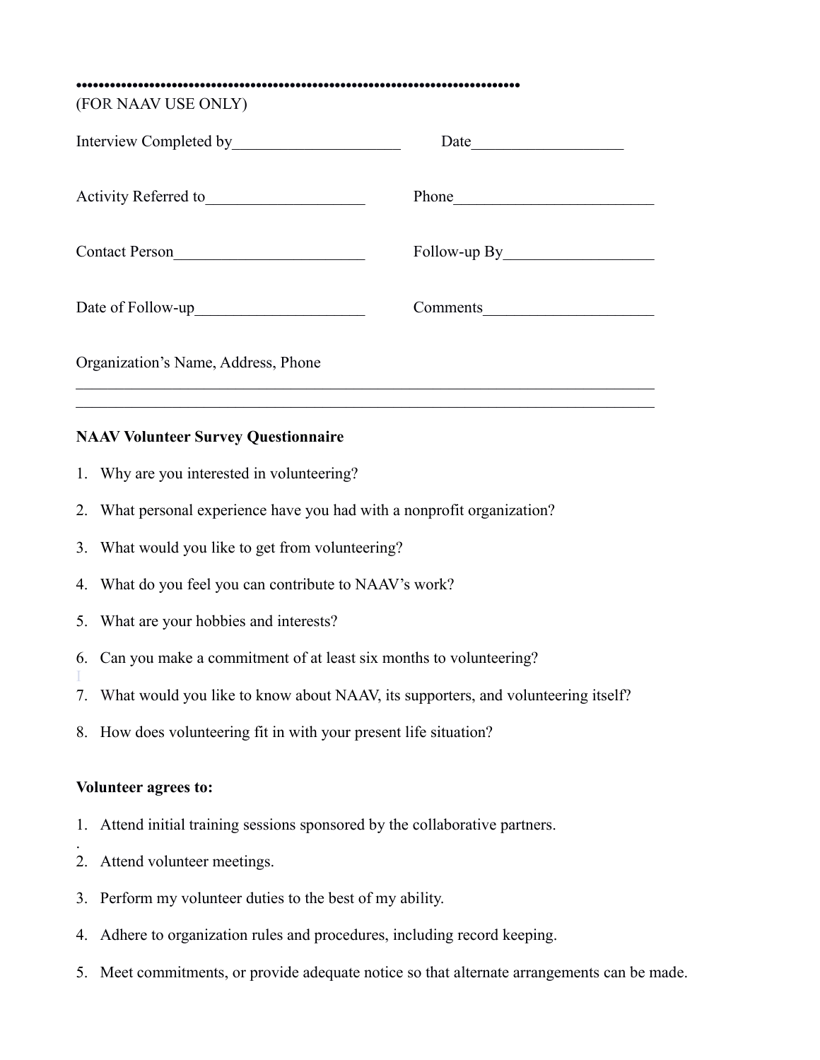••••••••••••••••••••••••••••••••••••••••••••••••••••••••••••••••••••••••••••••

(FOR NAAV USE ONLY)

Interview Completed by_____________________ Date___________________

Activity Referred to___________________ Phone________________________

Contact Person________________________ Follow-up By__________________

Date of Follow-up_____________________ Comments_____________________

Organization's Name, Address, Phone

___________________________________________________________________________

___________________________________________________________________________

**NAAV Volunteer Survey Questionnaire**

1. Why are you interested in volunteering?
2. What personal experience have you had with a nonprofit organization?
3. What would you like to get from volunteering?
4. What do you feel you can contribute to NAAV's work?
5. What are your hobbies and interests?
6. Can you make a commitment of at least six months to volunteering?
7. What would you like to know about NAAV, its supporters, and volunteering itself?
8. How does volunteering fit in with your present life situation?

**Volunteer agrees to:**

1. Attend initial training sessions sponsored by the collaborative partners.
2. Attend volunteer meetings.
3. Perform my volunteer duties to the best of my ability.
4. Adhere to organization rules and procedures, including record keeping.
5. Meet commitments, or provide adequate notice so that alternate arrangements can be made.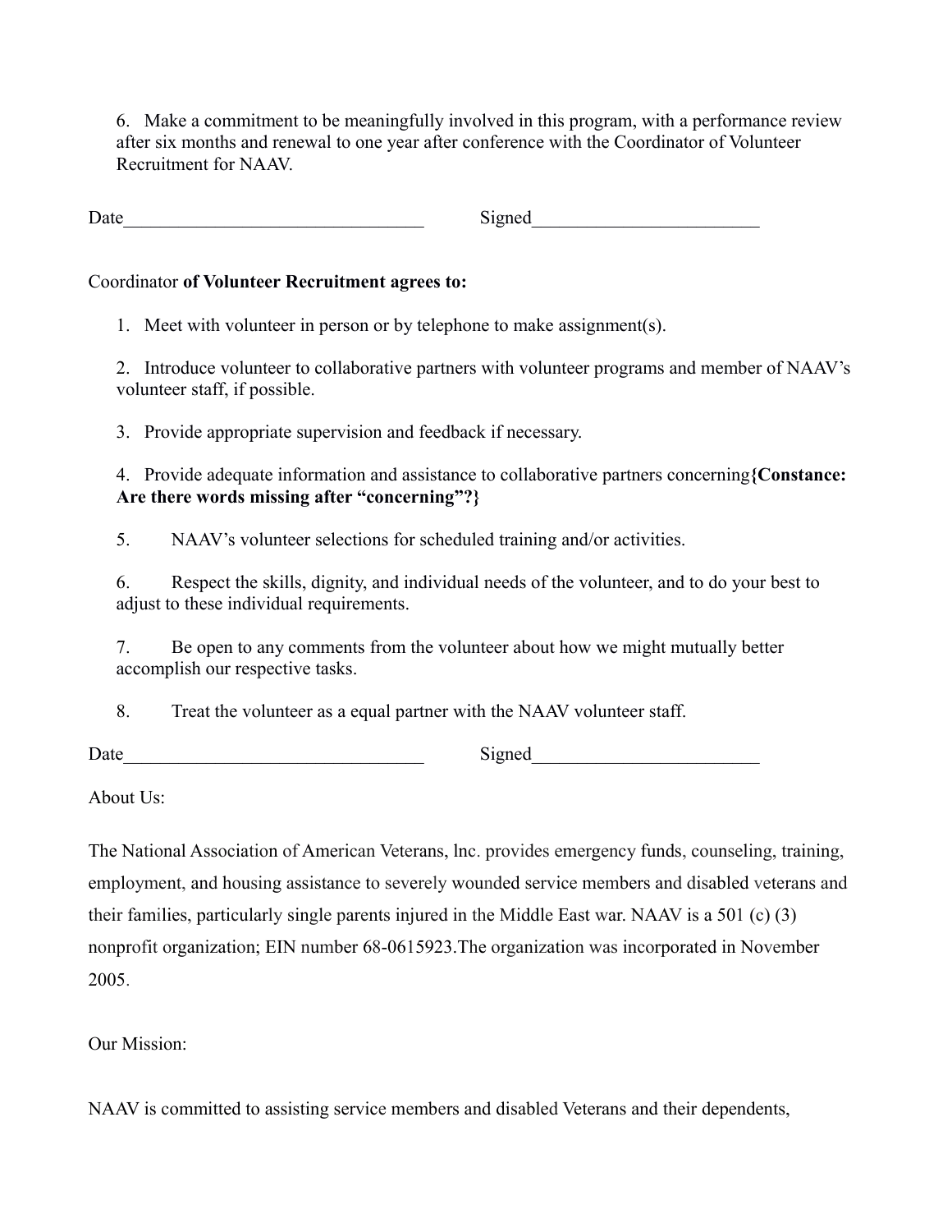6. Make a commitment to be meaningfully involved in this program, with a performance review after six months and renewal to one year after conference with the Coordinator of Volunteer Recruitment for NAAV.

Date________________________________ Signed________________________

Coordinator **of Volunteer Recruitment agrees to:**

1. Meet with volunteer in person or by telephone to make assignment(s).

2. Introduce volunteer to collaborative partners with volunteer programs and member of NAAV's volunteer staff, if possible.

3. Provide appropriate supervision and feedback if necessary.

4. Provide adequate information and assistance to collaborative partners concerning**{Constance: Are there words missing after "concerning"?}**

5. NAAV's volunteer selections for scheduled training and/or activities.

6. Respect the skills, dignity, and individual needs of the volunteer, and to do your best to adjust to these individual requirements.

7. Be open to any comments from the volunteer about how we might mutually better accomplish our respective tasks.

8. Treat the volunteer as a equal partner with the NAAV volunteer staff.

Date________________________________ Signed________________________

About Us:

The National Association of American Veterans, lnc. provides emergency funds, counseling, training, employment, and housing assistance to severely wounded service members and disabled veterans and their families, particularly single parents injured in the Middle East war. NAAV is a 501 (c) (3) nonprofit organization; EIN number 68-0615923.The organization was incorporated in November 2005.

Our Mission:

NAAV is committed to assisting service members and disabled Veterans and their dependents,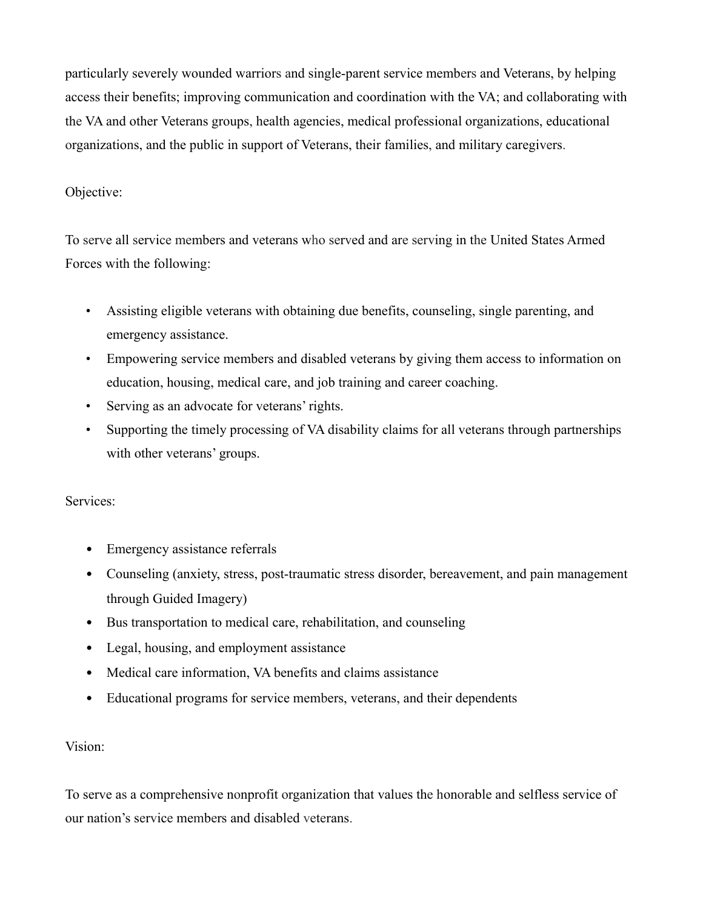particularly severely wounded warriors and single-parent service members and Veterans, by helping access their benefits; improving communication and coordination with the VA; and collaborating with the VA and other Veterans groups, health agencies, medical professional organizations, educational organizations, and the public in support of Veterans, their families, and military caregivers.

Objective:

To serve all service members and veterans who served and are serving in the United States Armed Forces with the following:

- Assisting eligible veterans with obtaining due benefits, counseling, single parenting, and emergency assistance.
- Empowering service members and disabled veterans by giving them access to information on education, housing, medical care, and job training and career coaching.
- Serving as an advocate for veterans' rights.
- Supporting the timely processing of VA disability claims for all veterans through partnerships with other veterans' groups.

Services:

- Emergency assistance referrals
- Counseling (anxiety, stress, post-traumatic stress disorder, bereavement, and pain management through Guided Imagery)
- Bus transportation to medical care, rehabilitation, and counseling
- Legal, housing, and employment assistance
- Medical care information, VA benefits and claims assistance
- Educational programs for service members, veterans, and their dependents

Vision:

To serve as a comprehensive nonprofit organization that values the honorable and selfless service of our nation's service members and disabled veterans.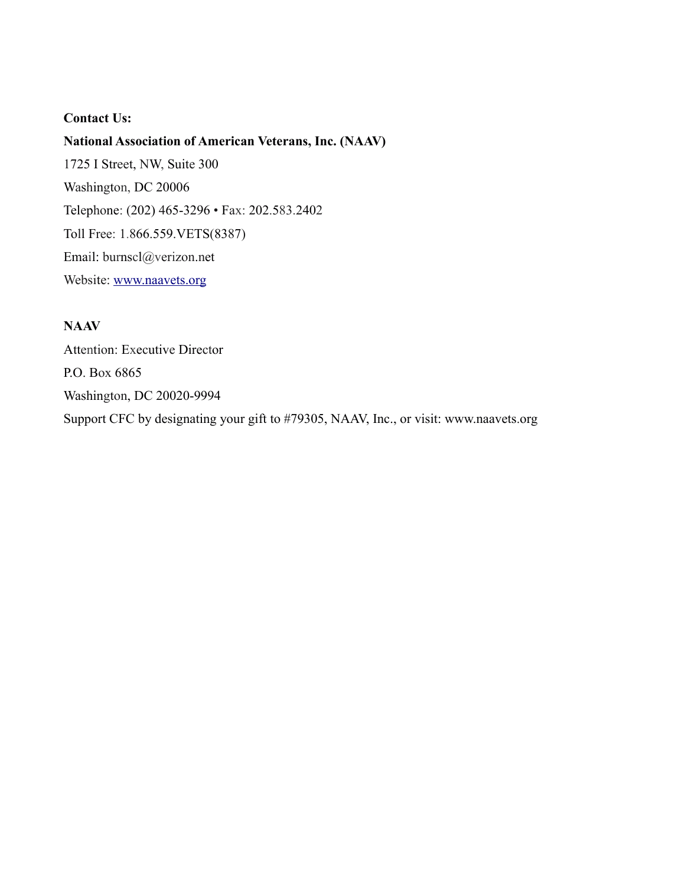**Contact Us:**

**National Association of American Veterans, Inc. (NAAV)**

1725 I Street, NW, Suite 300

Washington, DC 20006

Telephone: (202) 465-3296 • Fax: 202.583.2402

Toll Free: 1.866.559.VETS(8387)

Email: burnscl@verizon.net

Website: [www.naavets.org](http://www.naavets.org)

**NAAV**

Attention: Executive Director

P.O. Box 6865

Washington, DC 20020-9994

Support CFC by designating your gift to #79305, NAAV, Inc., or visit: www.naavets.org